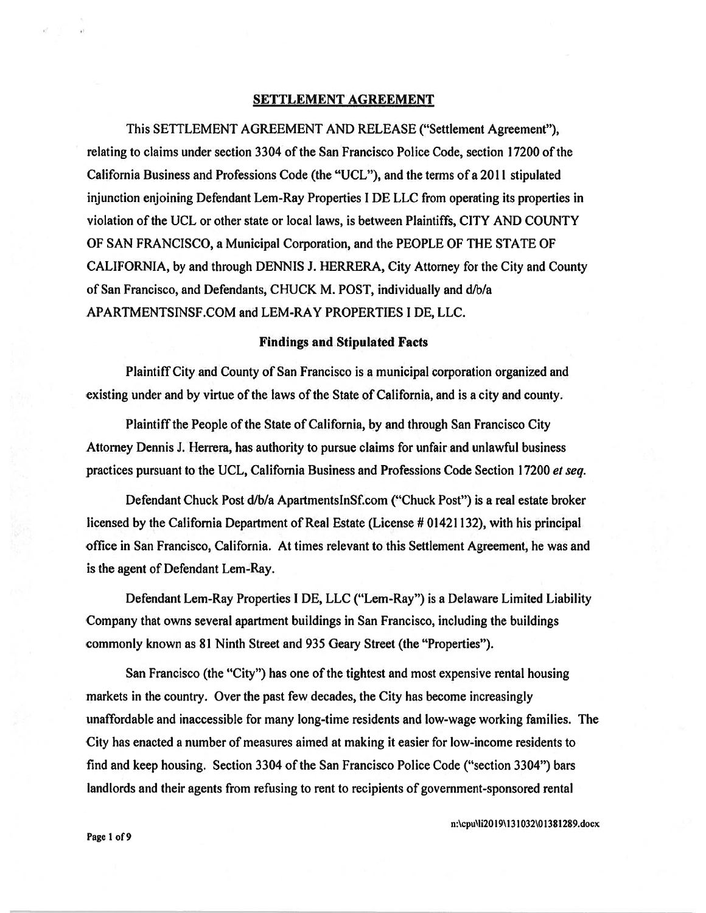# SETTLEMENT AGREEMENT

This SETTLEMENT AGREEMENT AND RELEASE ("Settlement Agreement"), relating to claims under section 3304 of the San Francisco Police Code, section 17200 of the California Business and Professions Code (the "UCL"), and the terms of a 2011 stipulated injunction enjoining Defendant Lem-Ray Properties I DE LLC from operating its properties in violation of the UCL or other state or local laws, is between Plaintiffs, CITY AND COUNTY OF SAN FRANCISCO, a Municipal Corporation, and the PEOPLE OF THE STATE OF CALIFORNIA, by and through DENNIS J. HERRERA, City Attorney for the City and County of San Francisco, and Defendants, CHUCK M. POST, individually and d/b/a APARTMENTSINSF.COM and LEM-RAY PROPERTIES I DE, LLC.

### Findings and Stipulated Facts

Plaintiff City and County of San Francisco is a municipal corporation organized and existing under and by virtue of the laws of the State of California, and is a city and county.

Plaintiff the People of the State of California, by and through San Francisco City Attorney Dennis J. Herrera, has authority to pursue claims for unfair and unlawful business practices pursuant to the UCL, California Business and Professions Code Section 17200 *et seq.*

Defendant Chuck Post d/b/a ApartmentsInSf.com ("Chuck Post") is a real estate broker licensed by the California Department of Real Estate (License # 01421132), with his principal office in San Francisco, California. At times relevant to this Settlement Agreement, he was and is the agent of Defendant Lem-Ray.

Defendant Lem-Ray Properties I DE, LLC ("Lem-Ray") is a Delaware Limited Liability Company that owns several apartment buildings in San Francisco, including the buildings commonly known as 81 Ninth Street and 935 Geary Street (the "Properties").

San Francisco (the "City") has one of the tightest and most expensive rental housing markets in the country. Over the past few decades, the City has become increasingly unaffordable and inaccessible for many long-time residents and low-wage working families. The City has enacted a number of measures aimed at making it easier for low-income residents to find and keep housing. Section 3304 of the San Francisco Police Code ("section 3304") bars landlords and their agents from refusing to rent to recipients of government-sponsored rental

n:\cpu\li2019\131032\01381289.docx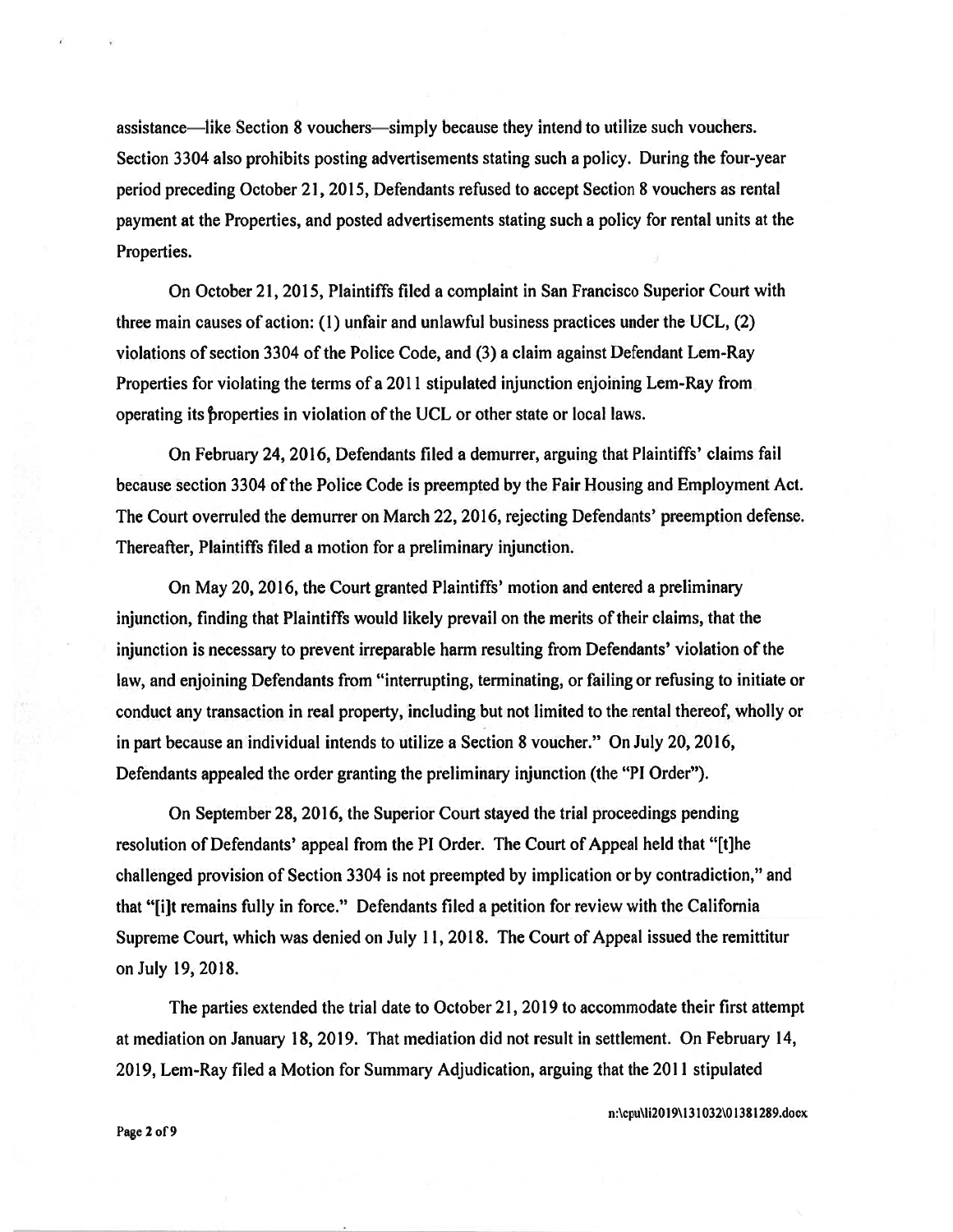assistance—like Section 8 vouchers—simply because they intend to utilize such vouchers. Section 3304 also prohibits posting advertisements stating such a policy. During the four-year period preceding October 21, 2015, Defendants refused to accept Section 8 vouchers as rental payment at the Properties, and posted advertisements stating such a policy for rental units at the Properties.

On October 21, 2015, Plaintiffs filed a complaint in San Francisco Superior Court with three main causes of action: (1) unfair and unlawful business practices under the UCL, (2) violations of section 3304 of the Police Code, and (3) a claim against Defendant Lem-Ray Properties for violating the terms of a 2011 stipulated injunction enjoining Lem-Ray from operating its properties in violation of the UCL or other state or local laws.

On February 24, 2016, Defendants filed a demurrer, arguing that Plaintiffs' claims fail because section 3304 of the Police Code is preempted by the Fair Housing and Employment Act. The Court overruled the demurrer on March 22, 2016, rejecting Defendants' preemption defense. Thereafter, Plaintiffs filed a motion for a preliminary injunction.

On May 20, 2016, the Court granted Plaintiffs' motion and entered a preliminary injunction, finding that Plaintiffs would likely prevail on the merits of their claims, that the injunction is necessary to prevent irreparable harm resulting from Defendants' violation of the law, and enjoining Defendants from "interrupting, terminating, or failing or refusing to initiate or conduct any transaction in real property, including but not limited to the rental thereof, wholly or in part because an individual intends to utilize a Section 8 voucher." On July 20, 2016, Defendants appealed the order granting the preliminary injunction (the "PI Order").

On September 28, 2016, the Superior Court stayed the trial proceedings pending resolution of Defendants' appeal from the PI Order. The Court of Appeal held that "[t]he challenged provision of Section 3304 is not preempted by implication or by contradiction," and that "[i]t remains fully in force." Defendants filed a petition for review with the California Supreme Court, which was denied on July 11, 2018. The Court of Appeal issued the remittitur on July 19, 2018.

The parties extended the trial date to October 21, 2019 to accommodate their first attempt at mediation on January 18, 2019. That mediation did not result in settlement. On February 14, 2019, Lem-Ray filed a Motion for Summary Adjudication, arguing that the 2011 stipulated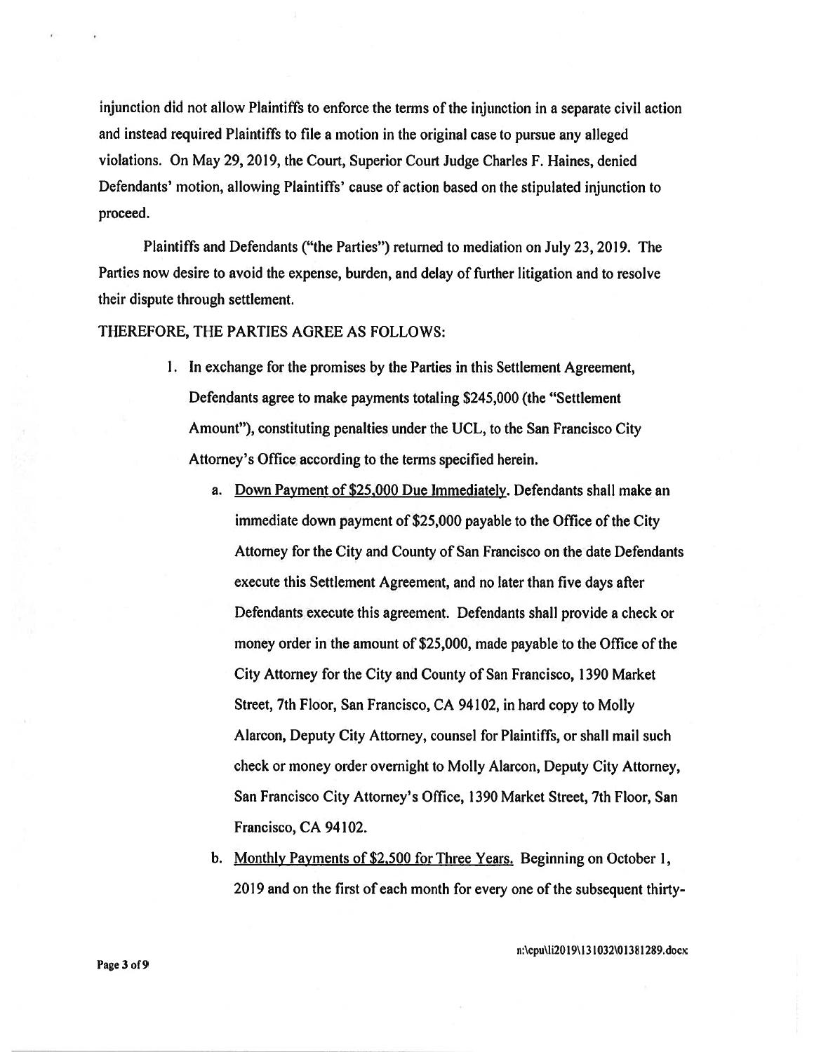injunction did not allow Plaintiffs to enforce the terms of the injunction in a separate civil action and instead required Plaintiffs to file a motion in the original case to pursue any alleged violations. On May 29, 2019, the Court, Superior Court Judge Charles F. Haines, denied Defendants' motion, allowing Plaintiffs' cause of action based on the stipulated injunction to proceed.

Plaintiffs and Defendants ("the Parties") returned to mediation on July 23, 2019. The Parties now desire to avoid the expense, burden, and delay of further litigation and to resolve their dispute through settlement.

THEREFORE, THE PARTIES AGREE AS FOLLOWS:

1. In exchange for the promises by the Parties in this Settlement Agreement, Defendants agree to make payments totaling $245,000 (the "Settlement Amount"), constituting penalties under the UCL, to the San Francisco City Attorney's Office according to the terms specified herein.

   a. Down Payment of $25,000 Due Immediately. Defendants shall make an immediate down payment of $25,000 payable to the Office of the City Attorney for the City and County of San Francisco on the date Defendants execute this Settlement Agreement, and no later than five days after Defendants execute this agreement. Defendants shall provide a check or money order in the amount of $25,000, made payable to the Office of the City Attorney for the City and County of San Francisco, 1390 Market Street, 7th Floor, San Francisco, CA 94102, in hard copy to Molly Alarcon, Deputy City Attorney, counsel for Plaintiffs, or shall mail such check or money order overnight to Molly Alarcon, Deputy City Attorney, San Francisco City Attorney's Office, 1390 Market Street, 7th Floor, San Francisco, CA 94102.

   b. Monthly Payments of $2,500 for Three Years. Beginning on October 1, 2019 and on the first of each month for every one of the subsequent thirty-

n:\cpu\li2019\131032\01381289.docx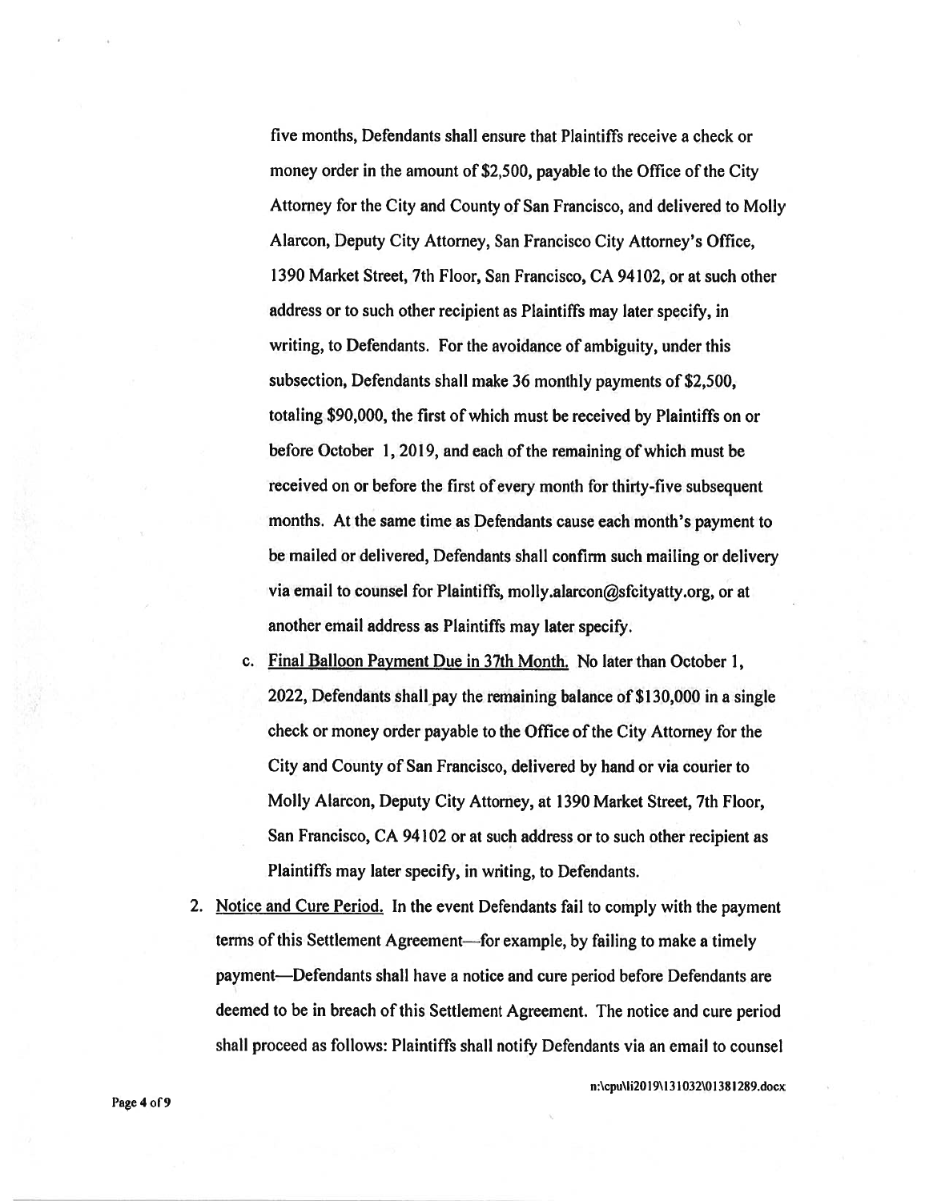five months, Defendants shall ensure that Plaintiffs receive a check or money order in the amount of $2,500, payable to the Office of the City Attorney for the City and County of San Francisco, and delivered to Molly Alarcon, Deputy City Attorney, San Francisco City Attorney's Office, 1390 Market Street, 7th Floor, San Francisco, CA 94102, or at such other address or to such other recipient as Plaintiffs may later specify, in writing, to Defendants. For the avoidance of ambiguity, under this subsection, Defendants shall make 36 monthly payments of $2,500, totaling $90,000, the first of which must be received by Plaintiffs on or before October 1, 2019, and each of the remaining of which must be received on or before the first of every month for thirty-five subsequent months. At the same time as Defendants cause each month's payment to be mailed or delivered, Defendants shall confirm such mailing or delivery via email to counsel for Plaintiffs, molly.alarcon@sfcityatty.org, or at another email address as Plaintiffs may later specify.

c. Final Balloon Payment Due in 37th Month. No later than October 1, 2022, Defendants shall pay the remaining balance of $130,000 in a single check or money order payable to the Office of the City Attorney for the City and County of San Francisco, delivered by hand or via courier to Molly Alarcon, Deputy City Attorney, at 1390 Market Street, 7th Floor, San Francisco, CA 94102 or at such address or to such other recipient as Plaintiffs may later specify, in writing, to Defendants.

2. Notice and Cure Period. In the event Defendants fail to comply with the payment terms of this Settlement Agreement—for example, by failing to make a timely payment—Defendants shall have a notice and cure period before Defendants are deemed to be in breach of this Settlement Agreement. The notice and cure period shall proceed as follows: Plaintiffs shall notify Defendants via an email to counsel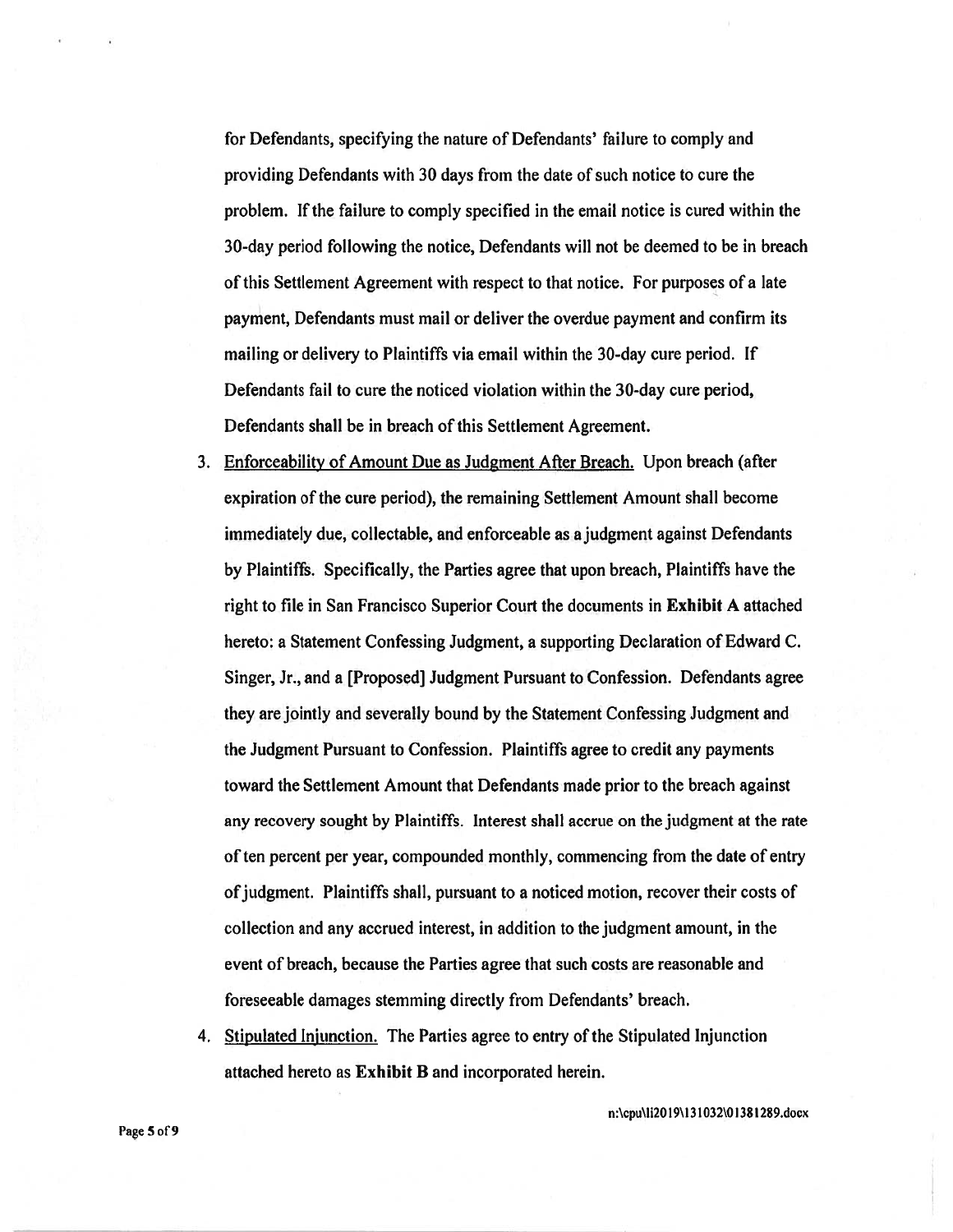for Defendants, specifying the nature of Defendants' failure to comply and providing Defendants with 30 days from the date of such notice to cure the problem. If the failure to comply specified in the email notice is cured within the 30-day period following the notice, Defendants will not be deemed to be in breach of this Settlement Agreement with respect to that notice. For purposes of a late payment, Defendants must mail or deliver the overdue payment and confirm its mailing or delivery to Plaintiffs via email within the 30-day cure period. If Defendants fail to cure the noticed violation within the 30-day cure period, Defendants shall be in breach of this Settlement Agreement.

3. <u>Enforceability of Amount Due as Judgment After Breach.</u> Upon breach (after expiration of the cure period), the remaining Settlement Amount shall become immediately due, collectable, and enforceable as a judgment against Defendants by Plaintiffs. Specifically, the Parties agree that upon breach, Plaintiffs have the right to file in San Francisco Superior Court the documents in **Exhibit A** attached hereto: a Statement Confessing Judgment, a supporting Declaration of Edward C. Singer, Jr., and a [Proposed] Judgment Pursuant to Confession. Defendants agree they are jointly and severally bound by the Statement Confessing Judgment and the Judgment Pursuant to Confession. Plaintiffs agree to credit any payments toward the Settlement Amount that Defendants made prior to the breach against any recovery sought by Plaintiffs. Interest shall accrue on the judgment at the rate of ten percent per year, compounded monthly, commencing from the date of entry of judgment. Plaintiffs shall, pursuant to a noticed motion, recover their costs of collection and any accrued interest, in addition to the judgment amount, in the event of breach, because the Parties agree that such costs are reasonable and foreseeable damages stemming directly from Defendants' breach.

4. <u>Stipulated Injunction.</u> The Parties agree to entry of the Stipulated Injunction attached hereto as **Exhibit B** and incorporated herein.

n:\cpu\li2019\131032\01381289.docx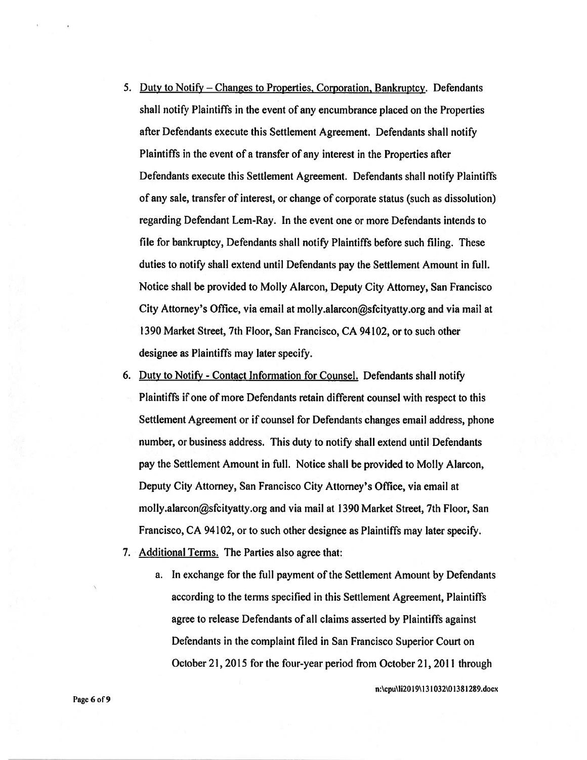5. Duty to Notify – Changes to Properties, Corporation, Bankruptcy. Defendants shall notify Plaintiffs in the event of any encumbrance placed on the Properties after Defendants execute this Settlement Agreement. Defendants shall notify Plaintiffs in the event of a transfer of any interest in the Properties after Defendants execute this Settlement Agreement. Defendants shall notify Plaintiffs of any sale, transfer of interest, or change of corporate status (such as dissolution) regarding Defendant Lem-Ray. In the event one or more Defendants intends to file for bankruptcy, Defendants shall notify Plaintiffs before such filing. These duties to notify shall extend until Defendants pay the Settlement Amount in full. Notice shall be provided to Molly Alarcon, Deputy City Attorney, San Francisco City Attorney's Office, via email at molly.alarcon@sfcityatty.org and via mail at 1390 Market Street, 7th Floor, San Francisco, CA 94102, or to such other designee as Plaintiffs may later specify.

6. Duty to Notify - Contact Information for Counsel. Defendants shall notify Plaintiffs if one of more Defendants retain different counsel with respect to this Settlement Agreement or if counsel for Defendants changes email address, phone number, or business address. This duty to notify shall extend until Defendants pay the Settlement Amount in full. Notice shall be provided to Molly Alarcon, Deputy City Attorney, San Francisco City Attorney's Office, via email at molly.alarcon@sfcityatty.org and via mail at 1390 Market Street, 7th Floor, San Francisco, CA 94102, or to such other designee as Plaintiffs may later specify.

7. Additional Terms. The Parties also agree that:

   a. In exchange for the full payment of the Settlement Amount by Defendants according to the terms specified in this Settlement Agreement, Plaintiffs agree to release Defendants of all claims asserted by Plaintiffs against Defendants in the complaint filed in San Francisco Superior Court on October 21, 2015 for the four-year period from October 21, 2011 through

n:\cpu\li2019\131032\01381289.docx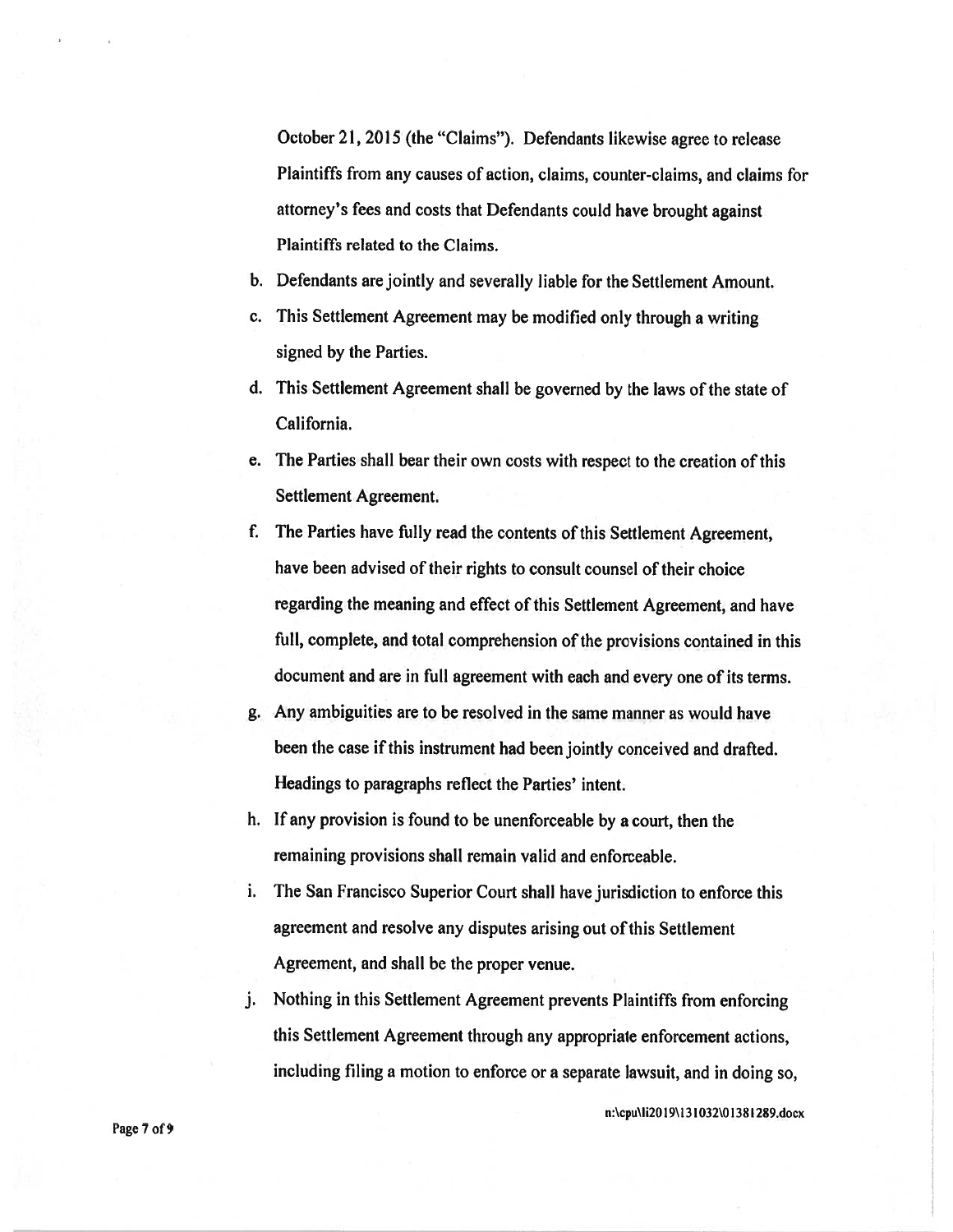October 21, 2015 (the "Claims"). Defendants likewise agree to release Plaintiffs from any causes of action, claims, counter-claims, and claims for attorney's fees and costs that Defendants could have brought against Plaintiffs related to the Claims.

b. Defendants are jointly and severally liable for the Settlement Amount.

c. This Settlement Agreement may be modified only through a writing signed by the Parties.

d. This Settlement Agreement shall be governed by the laws of the state of California.

e. The Parties shall bear their own costs with respect to the creation of this Settlement Agreement.

f. The Parties have fully read the contents of this Settlement Agreement, have been advised of their rights to consult counsel of their choice regarding the meaning and effect of this Settlement Agreement, and have full, complete, and total comprehension of the provisions contained in this document and are in full agreement with each and every one of its terms.

g. Any ambiguities are to be resolved in the same manner as would have been the case if this instrument had been jointly conceived and drafted. Headings to paragraphs reflect the Parties' intent.

h. If any provision is found to be unenforceable by a court, then the remaining provisions shall remain valid and enforceable.

i. The San Francisco Superior Court shall have jurisdiction to enforce this agreement and resolve any disputes arising out of this Settlement Agreement, and shall be the proper venue.

j. Nothing in this Settlement Agreement prevents Plaintiffs from enforcing this Settlement Agreement through any appropriate enforcement actions, including filing a motion to enforce or a separate lawsuit, and in doing so,

n:\cpu\li2019\131032\01381289.docx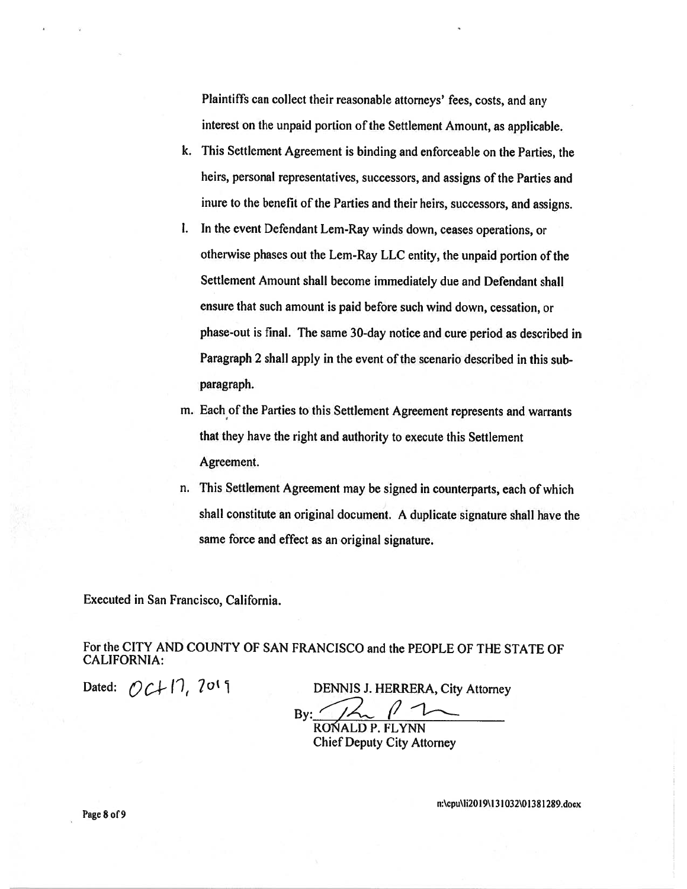Plaintiffs can collect their reasonable attorneys' fees, costs, and any interest on the unpaid portion of the Settlement Amount, as applicable.

k. This Settlement Agreement is binding and enforceable on the Parties, the heirs, personal representatives, successors, and assigns of the Parties and inure to the benefit of the Parties and their heirs, successors, and assigns.

l. In the event Defendant Lem-Ray winds down, ceases operations, or otherwise phases out the Lem-Ray LLC entity, the unpaid portion of the Settlement Amount shall become immediately due and Defendant shall ensure that such amount is paid before such wind down, cessation, or phase-out is final. The same 30-day notice and cure period as described in Paragraph 2 shall apply in the event of the scenario described in this sub-paragraph.

m. Each of the Parties to this Settlement Agreement represents and warrants that they have the right and authority to execute this Settlement Agreement.

n. This Settlement Agreement may be signed in counterparts, each of which shall constitute an original document. A duplicate signature shall have the same force and effect as an original signature.

Executed in San Francisco, California.

For the CITY AND COUNTY OF SAN FRANCISCO and the PEOPLE OF THE STATE OF CALIFORNIA:

Dated: Oct 17, 2019

DENNIS J. HERRERA, City Attorney

By: ______________________
RONALD P. FLYNN
Chief Deputy City Attorney

n:\cpu\li2019\131032\01381289.docx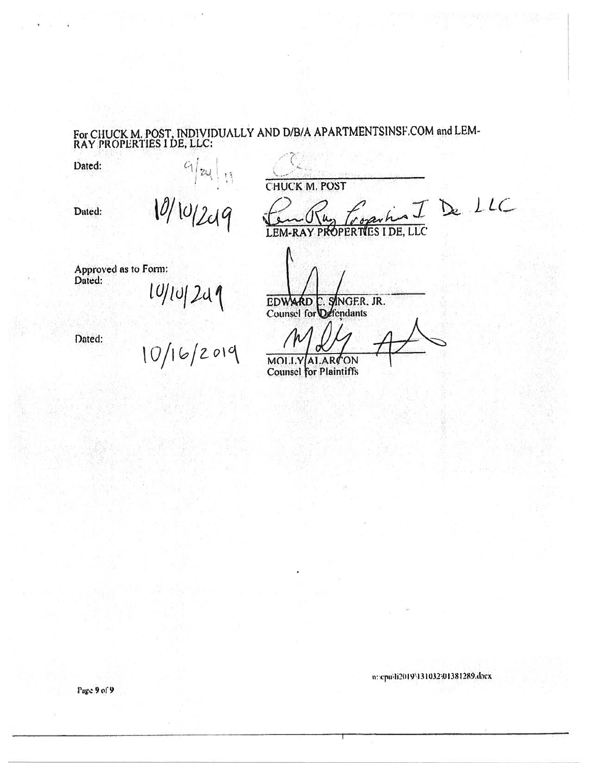For CHUCK M. POST, INDIVIDUALLY AND D/B/A APARTMENTSINSF.COM and LEM-RAY PROPERTIES I DE, LLC:

Dated: 9/24/19

CHUCK M. POST

Dated: 10/10/2019

LEM-RAY PROPERTIES I DE, LLC

Approved as to Form:

Dated: 10/10/2019

EDWARD C. SINGER, JR.
Counsel for Defendants

Dated: 10/16/2019

MOLLY ALARCON
Counsel for Plaintiffs

n:\cpu\li2019\131032\01381289.docx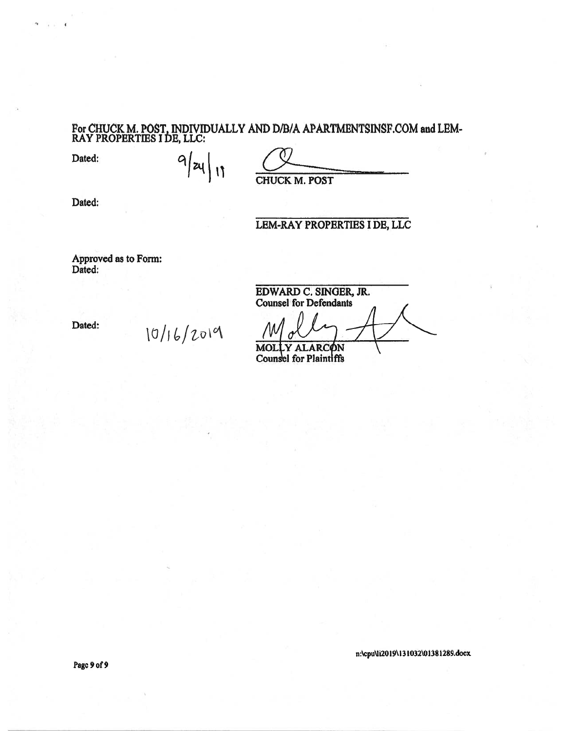For CHUCK M. POST, INDIVIDUALLY AND D/B/A APARTMENTSINSF.COM and LEM-RAY PROPERTIES I DE, LLC:

Dated: 9/24/19

_______________________
CHUCK M. POST

Dated:

_______________________
LEM-RAY PROPERTIES I DE, LLC

Approved as to Form:
Dated:

_______________________
EDWARD C. SINGER, JR.
Counsel for Defendants

Dated: 10/16/2019

_______________________
MOLLY ALARCON
Counsel for Plaintiffs

n:\cpu\li2019\131032\01381289.docx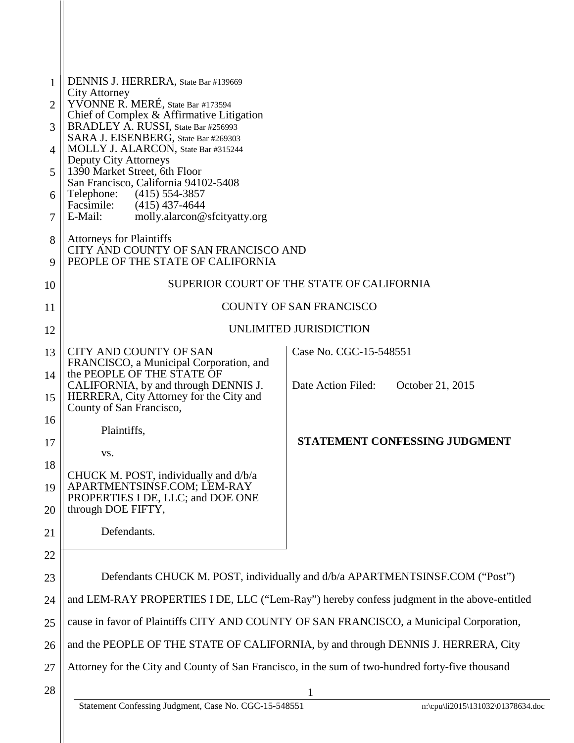DENNIS J. HERRERA, State Bar #139669
City Attorney
YVONNE R. MERÉ, State Bar #173594
Chief of Complex & Affirmative Litigation
BRADLEY A. RUSSI, State Bar #256993
SARA J. EISENBERG, State Bar #269303
MOLLY J. ALARCON, State Bar #315244
Deputy City Attorneys
1390 Market Street, 6th Floor
San Francisco, California 94102-5408
Telephone: (415) 554-3857
Facsimile: (415) 437-4644
E-Mail: molly.alarcon@sfcityatty.org

Attorneys for Plaintiffs
CITY AND COUNTY OF SAN FRANCISCO AND
PEOPLE OF THE STATE OF CALIFORNIA

SUPERIOR COURT OF THE STATE OF CALIFORNIA

COUNTY OF SAN FRANCISCO

UNLIMITED JURISDICTION

| | |
|---|---|
| CITY AND COUNTY OF SAN FRANCISCO, a Municipal Corporation, and the PEOPLE OF THE STATE OF CALIFORNIA, by and through DENNIS J. HERRERA, City Attorney for the City and County of San Francisco,<br><br>Plaintiffs,<br><br>vs.<br><br>CHUCK M. POST, individually and d/b/a APARTMENTSINSF.COM; LEM-RAY PROPERTIES I DE, LLC; and DOE ONE through DOE FIFTY,<br><br>Defendants. | Case No. CGC-15-548551<br><br>Date Action Filed: October 21, 2015<br><br>**STATEMENT CONFESSING JUDGMENT** |

Defendants CHUCK M. POST, individually and d/b/a APARTMENTSINSF.COM ("Post") and LEM-RAY PROPERTIES I DE, LLC ("Lem-Ray") hereby confess judgment in the above-entitled cause in favor of Plaintiffs CITY AND COUNTY OF SAN FRANCISCO, a Municipal Corporation, and the PEOPLE OF THE STATE OF CALIFORNIA, by and through DENNIS J. HERRERA, City Attorney for the City and County of San Francisco, in the sum of two-hundred forty-five thousand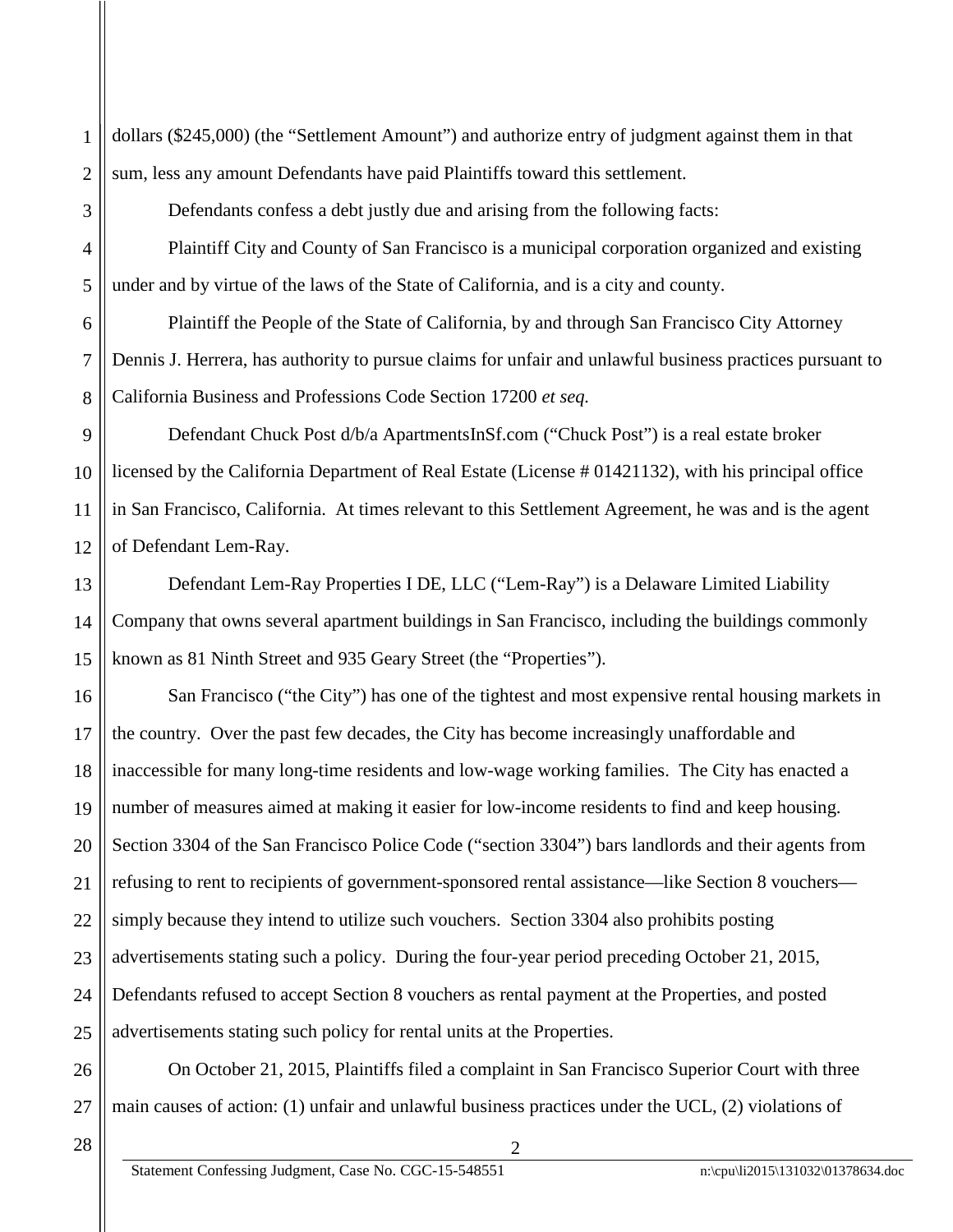dollars ($245,000) (the "Settlement Amount") and authorize entry of judgment against them in that sum, less any amount Defendants have paid Plaintiffs toward this settlement.

Defendants confess a debt justly due and arising from the following facts:

Plaintiff City and County of San Francisco is a municipal corporation organized and existing under and by virtue of the laws of the State of California, and is a city and county.

Plaintiff the People of the State of California, by and through San Francisco City Attorney Dennis J. Herrera, has authority to pursue claims for unfair and unlawful business practices pursuant to California Business and Professions Code Section 17200 *et seq.*

Defendant Chuck Post d/b/a ApartmentsInSf.com ("Chuck Post") is a real estate broker licensed by the California Department of Real Estate (License # 01421132), with his principal office in San Francisco, California. At times relevant to this Settlement Agreement, he was and is the agent of Defendant Lem-Ray.

Defendant Lem-Ray Properties I DE, LLC ("Lem-Ray") is a Delaware Limited Liability Company that owns several apartment buildings in San Francisco, including the buildings commonly known as 81 Ninth Street and 935 Geary Street (the "Properties").

San Francisco ("the City") has one of the tightest and most expensive rental housing markets in the country. Over the past few decades, the City has become increasingly unaffordable and inaccessible for many long-time residents and low-wage working families. The City has enacted a number of measures aimed at making it easier for low-income residents to find and keep housing. Section 3304 of the San Francisco Police Code ("section 3304") bars landlords and their agents from refusing to rent to recipients of government-sponsored rental assistance—like Section 8 vouchers—simply because they intend to utilize such vouchers. Section 3304 also prohibits posting advertisements stating such a policy. During the four-year period preceding October 21, 2015, Defendants refused to accept Section 8 vouchers as rental payment at the Properties, and posted advertisements stating such policy for rental units at the Properties.

On October 21, 2015, Plaintiffs filed a complaint in San Francisco Superior Court with three main causes of action: (1) unfair and unlawful business practices under the UCL, (2) violations of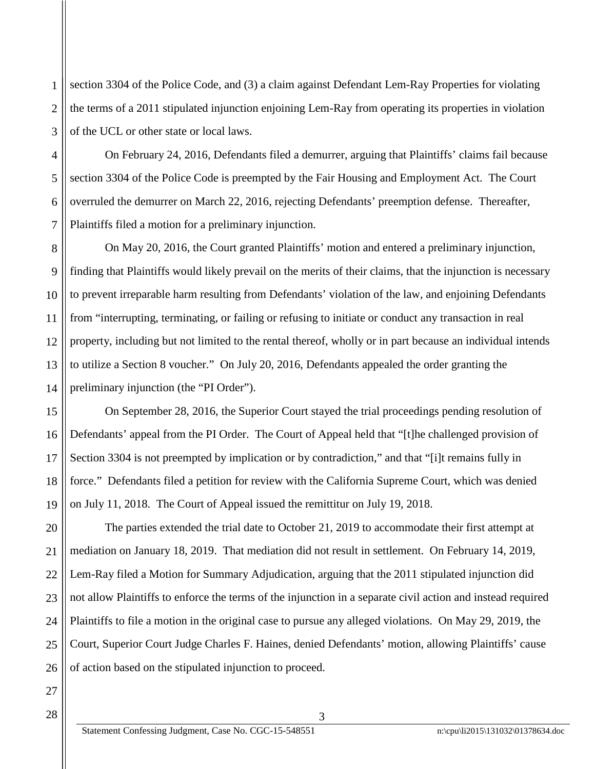section 3304 of the Police Code, and (3) a claim against Defendant Lem-Ray Properties for violating the terms of a 2011 stipulated injunction enjoining Lem-Ray from operating its properties in violation of the UCL or other state or local laws.

On February 24, 2016, Defendants filed a demurrer, arguing that Plaintiffs' claims fail because section 3304 of the Police Code is preempted by the Fair Housing and Employment Act. The Court overruled the demurrer on March 22, 2016, rejecting Defendants' preemption defense. Thereafter, Plaintiffs filed a motion for a preliminary injunction.

On May 20, 2016, the Court granted Plaintiffs' motion and entered a preliminary injunction, finding that Plaintiffs would likely prevail on the merits of their claims, that the injunction is necessary to prevent irreparable harm resulting from Defendants' violation of the law, and enjoining Defendants from "interrupting, terminating, or failing or refusing to initiate or conduct any transaction in real property, including but not limited to the rental thereof, wholly or in part because an individual intends to utilize a Section 8 voucher." On July 20, 2016, Defendants appealed the order granting the preliminary injunction (the "PI Order").

On September 28, 2016, the Superior Court stayed the trial proceedings pending resolution of Defendants' appeal from the PI Order. The Court of Appeal held that "[t]he challenged provision of Section 3304 is not preempted by implication or by contradiction," and that "[i]t remains fully in force." Defendants filed a petition for review with the California Supreme Court, which was denied on July 11, 2018. The Court of Appeal issued the remittitur on July 19, 2018.

The parties extended the trial date to October 21, 2019 to accommodate their first attempt at mediation on January 18, 2019. That mediation did not result in settlement. On February 14, 2019, Lem-Ray filed a Motion for Summary Adjudication, arguing that the 2011 stipulated injunction did not allow Plaintiffs to enforce the terms of the injunction in a separate civil action and instead required Plaintiffs to file a motion in the original case to pursue any alleged violations. On May 29, 2019, the Court, Superior Court Judge Charles F. Haines, denied Defendants' motion, allowing Plaintiffs' cause of action based on the stipulated injunction to proceed.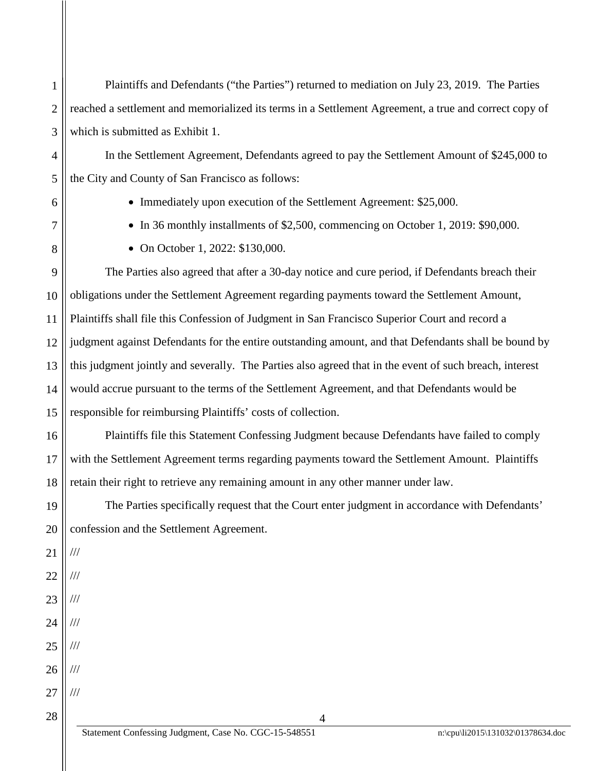Plaintiffs and Defendants ("the Parties") returned to mediation on July 23, 2019. The Parties reached a settlement and memorialized its terms in a Settlement Agreement, a true and correct copy of which is submitted as Exhibit 1.

In the Settlement Agreement, Defendants agreed to pay the Settlement Amount of $245,000 to the City and County of San Francisco as follows:

- Immediately upon execution of the Settlement Agreement: $25,000.
- In 36 monthly installments of $2,500, commencing on October 1, 2019: $90,000.
- On October 1, 2022: $130,000.

The Parties also agreed that after a 30-day notice and cure period, if Defendants breach their obligations under the Settlement Agreement regarding payments toward the Settlement Amount, Plaintiffs shall file this Confession of Judgment in San Francisco Superior Court and record a judgment against Defendants for the entire outstanding amount, and that Defendants shall be bound by this judgment jointly and severally. The Parties also agreed that in the event of such breach, interest would accrue pursuant to the terms of the Settlement Agreement, and that Defendants would be responsible for reimbursing Plaintiffs' costs of collection.

Plaintiffs file this Statement Confessing Judgment because Defendants have failed to comply with the Settlement Agreement terms regarding payments toward the Settlement Amount. Plaintiffs retain their right to retrieve any remaining amount in any other manner under law.

The Parties specifically request that the Court enter judgment in accordance with Defendants' confession and the Settlement Agreement.

///

///

///

///

///

///

///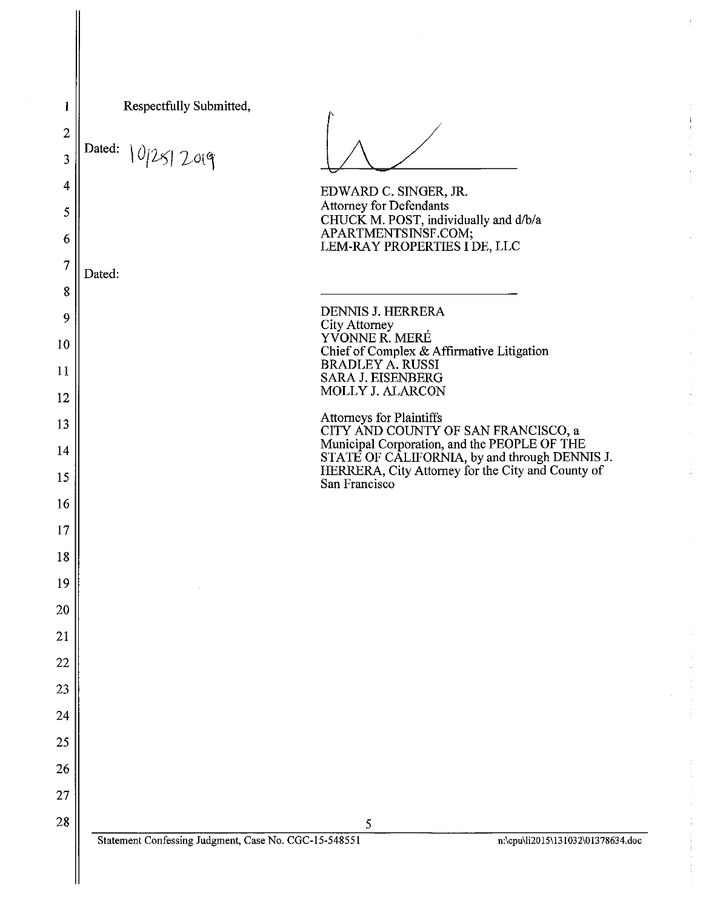Respectfully Submitted,

Dated: 10/28/2019

_________________________

EDWARD C. SINGER, JR.
Attorney for Defendants
CHUCK M. POST, individually and d/b/a APARTMENTSINSF.COM;
LEM-RAY PROPERTIES I DE, LLC

Dated:

_________________________

DENNIS J. HERRERA
City Attorney
YVONNE R. MERÉ
Chief of Complex & Affirmative Litigation
BRADLEY A. RUSSI
SARA J. EISENBERG
MOLLY J. ALARCON

Attorneys for Plaintiffs
CITY AND COUNTY OF SAN FRANCISCO, a Municipal Corporation, and the PEOPLE OF THE STATE OF CALIFORNIA, by and through DENNIS J. HERRERA, City Attorney for the City and County of San Francisco

Statement Confessing Judgment, Case No. CGC-15-548551

n:\cpu\li2015\131032\01378634.doc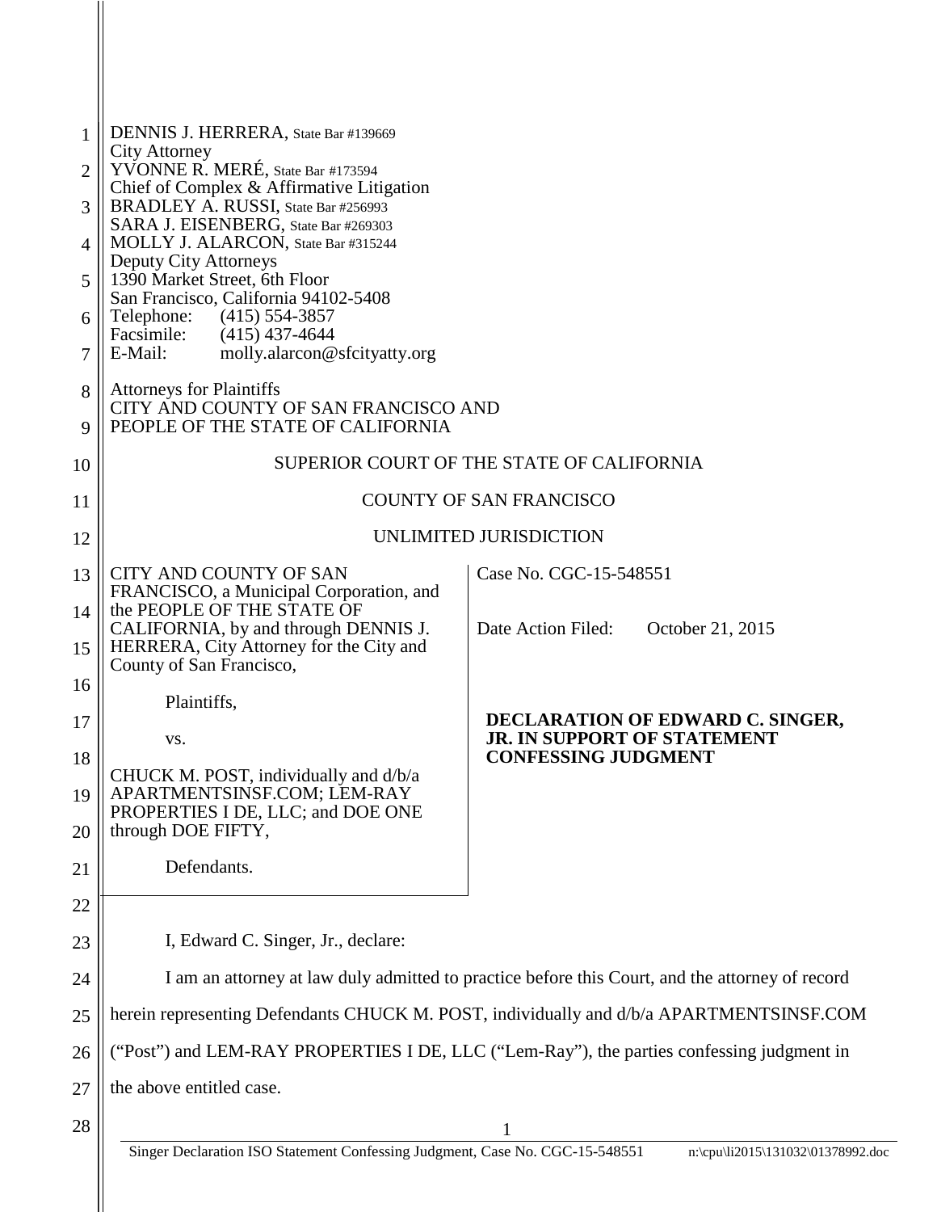DENNIS J. HERRERA, State Bar #139669
City Attorney
YVONNE R. MERÉ, State Bar #173594
Chief of Complex & Affirmative Litigation
BRADLEY A. RUSSI, State Bar #256993
SARA J. EISENBERG, State Bar #269303
MOLLY J. ALARCON, State Bar #315244
Deputy City Attorneys
1390 Market Street, 6th Floor
San Francisco, California 94102-5408
Telephone: (415) 554-3857
Facsimile: (415) 437-4644
E-Mail: molly.alarcon@sfcityatty.org

Attorneys for Plaintiffs
CITY AND COUNTY OF SAN FRANCISCO AND
PEOPLE OF THE STATE OF CALIFORNIA

SUPERIOR COURT OF THE STATE OF CALIFORNIA

COUNTY OF SAN FRANCISCO

UNLIMITED JURISDICTION

| | |
|---|---|
| CITY AND COUNTY OF SAN FRANCISCO, a Municipal Corporation, and the PEOPLE OF THE STATE OF CALIFORNIA, by and through DENNIS J. HERRERA, City Attorney for the City and County of San Francisco,<br><br>Plaintiffs,<br><br>vs.<br><br>CHUCK M. POST, individually and d/b/a APARTMENTSINSF.COM; LEM-RAY PROPERTIES I DE, LLC; and DOE ONE through DOE FIFTY,<br><br>Defendants. | Case No. CGC-15-548551<br><br>Date Action Filed: October 21, 2015<br><br>**DECLARATION OF EDWARD C. SINGER, JR. IN SUPPORT OF STATEMENT CONFESSING JUDGMENT** |

I, Edward C. Singer, Jr., declare:

I am an attorney at law duly admitted to practice before this Court, and the attorney of record herein representing Defendants CHUCK M. POST, individually and d/b/a APARTMENTSINSF.COM ("Post") and LEM-RAY PROPERTIES I DE, LLC ("Lem-Ray"), the parties confessing judgment in the above entitled case.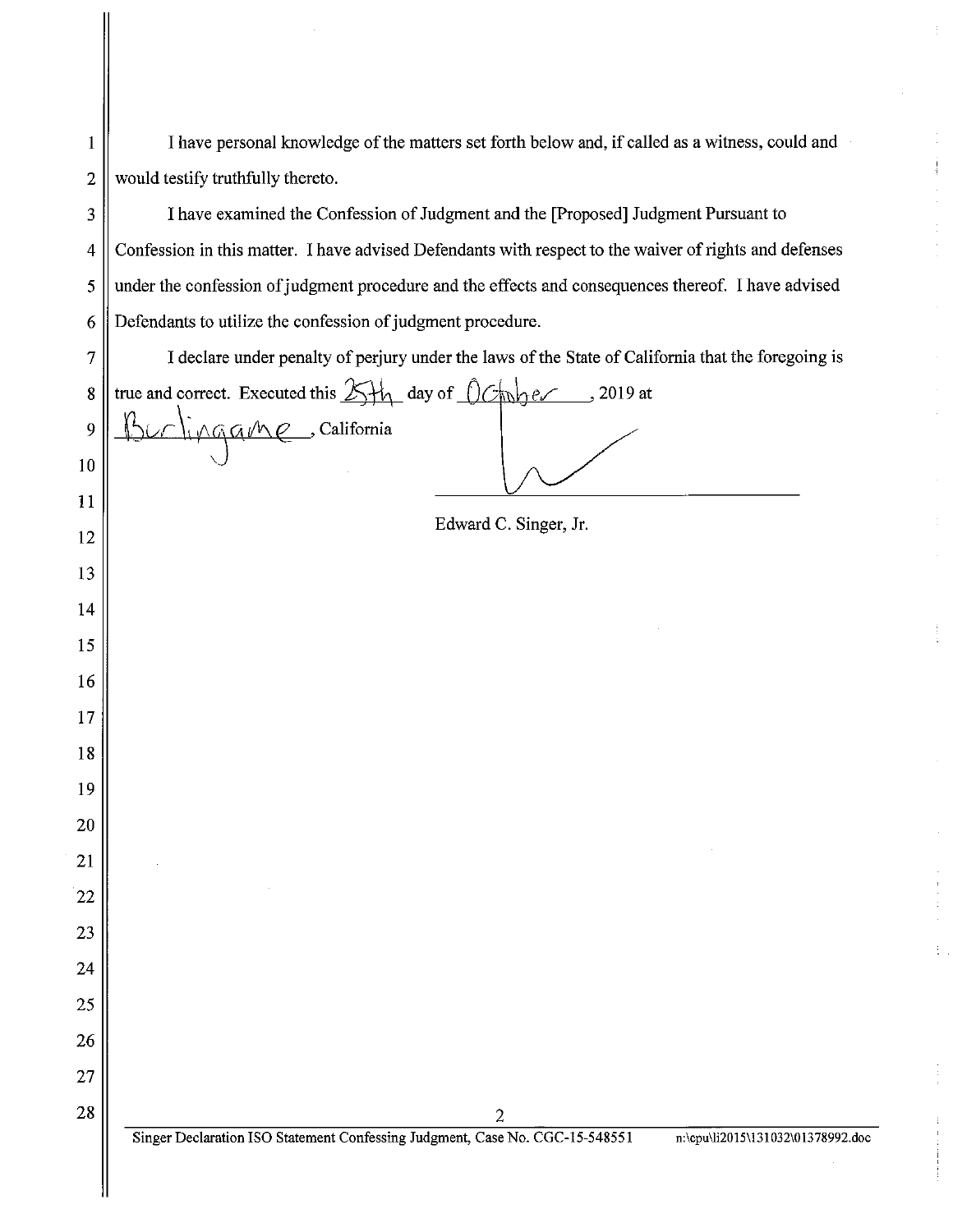I have personal knowledge of the matters set forth below and, if called as a witness, could and would testify truthfully thereto.

I have examined the Confession of Judgment and the [Proposed] Judgment Pursuant to Confession in this matter. I have advised Defendants with respect to the waiver of rights and defenses under the confession of judgment procedure and the effects and consequences thereof. I have advised Defendants to utilize the confession of judgment procedure.

I declare under penalty of perjury under the laws of the State of California that the foregoing is true and correct. Executed this 25th day of October, 2019 at Burlingame, California

Edward C. Singer, Jr.

Singer Declaration ISO Statement Confessing Judgment, Case No. CGC-15-548551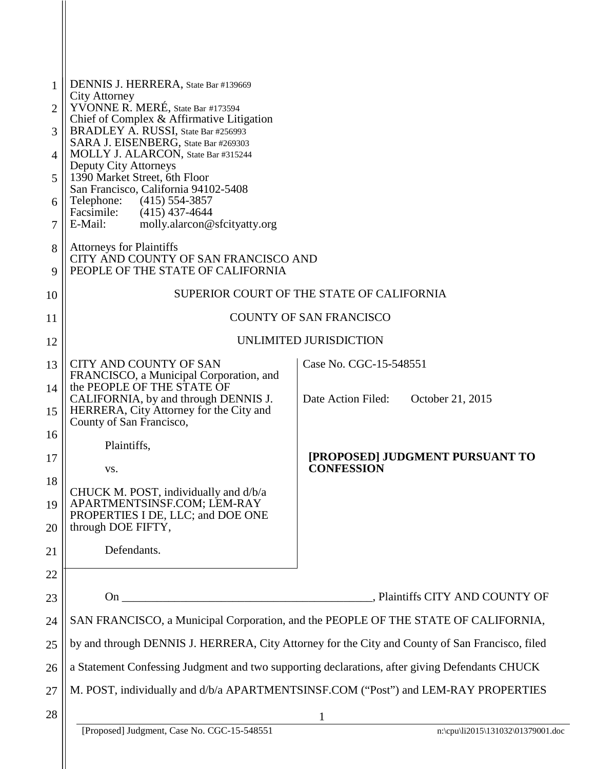DENNIS J. HERRERA, State Bar #139669
City Attorney
YVONNE R. MERÉ, State Bar #173594
Chief of Complex & Affirmative Litigation
BRADLEY A. RUSSI, State Bar #256993
SARA J. EISENBERG, State Bar #269303
MOLLY J. ALARCON, State Bar #315244
Deputy City Attorneys
1390 Market Street, 6th Floor
San Francisco, California 94102-5408
Telephone: (415) 554-3857
Facsimile: (415) 437-4644
E-Mail: molly.alarcon@sfcityatty.org

Attorneys for Plaintiffs
CITY AND COUNTY OF SAN FRANCISCO AND
PEOPLE OF THE STATE OF CALIFORNIA

SUPERIOR COURT OF THE STATE OF CALIFORNIA

COUNTY OF SAN FRANCISCO

UNLIMITED JURISDICTION

| | |
|---|---|
| CITY AND COUNTY OF SAN FRANCISCO, a Municipal Corporation, and the PEOPLE OF THE STATE OF CALIFORNIA, by and through DENNIS J. HERRERA, City Attorney for the City and County of San Francisco,<br><br>Plaintiffs,<br><br>vs.<br><br>CHUCK M. POST, individually and d/b/a APARTMENTSINSF.COM; LEM-RAY PROPERTIES I DE, LLC; and DOE ONE through DOE FIFTY,<br><br>Defendants. | Case No. CGC-15-548551<br><br>Date Action Filed: October 21, 2015<br><br>**[PROPOSED] JUDGMENT PURSUANT TO CONFESSION** |

On ___________________________________________, Plaintiffs CITY AND COUNTY OF SAN FRANCISCO, a Municipal Corporation, and the PEOPLE OF THE STATE OF CALIFORNIA, by and through DENNIS J. HERRERA, City Attorney for the City and County of San Francisco, filed a Statement Confessing Judgment and two supporting declarations, after giving Defendants CHUCK M. POST, individually and d/b/a APARTMENTSINSF.COM ("Post") and LEM-RAY PROPERTIES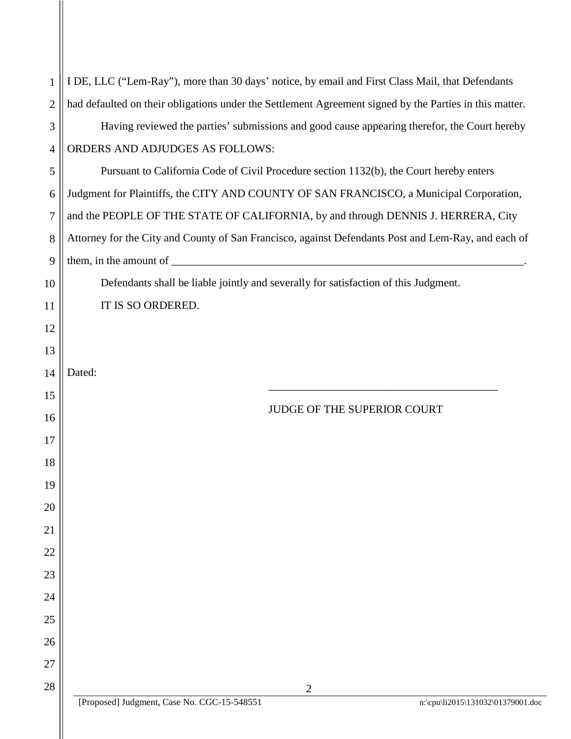I DE, LLC ("Lem-Ray"), more than 30 days' notice, by email and First Class Mail, that Defendants had defaulted on their obligations under the Settlement Agreement signed by the Parties in this matter.

Having reviewed the parties' submissions and good cause appearing therefor, the Court hereby ORDERS AND ADJUDGES AS FOLLOWS:

Pursuant to California Code of Civil Procedure section 1132(b), the Court hereby enters Judgment for Plaintiffs, the CITY AND COUNTY OF SAN FRANCISCO, a Municipal Corporation, and the PEOPLE OF THE STATE OF CALIFORNIA, by and through DENNIS J. HERRERA, City Attorney for the City and County of San Francisco, against Defendants Post and Lem-Ray, and each of them, in the amount of \_\_\_\_\_\_\_\_\_\_\_\_\_\_\_\_\_\_\_\_\_\_\_\_\_\_\_\_\_\_\_\_\_\_\_\_\_\_\_\_\_\_\_\_\_\_\_\_\_\_\_\_\_\_.

Defendants shall be liable jointly and severally for satisfaction of this Judgment.

IT IS SO ORDERED.

Dated:

\_\_\_\_\_\_\_\_\_\_\_\_\_\_\_\_\_\_\_\_\_\_\_\_\_\_\_\_\_\_\_\_\_\_\_\_\_\_

JUDGE OF THE SUPERIOR COURT

[Proposed] Judgment, Case No. CGC-15-548551 n:\cpu\li2015\131032\01379001.doc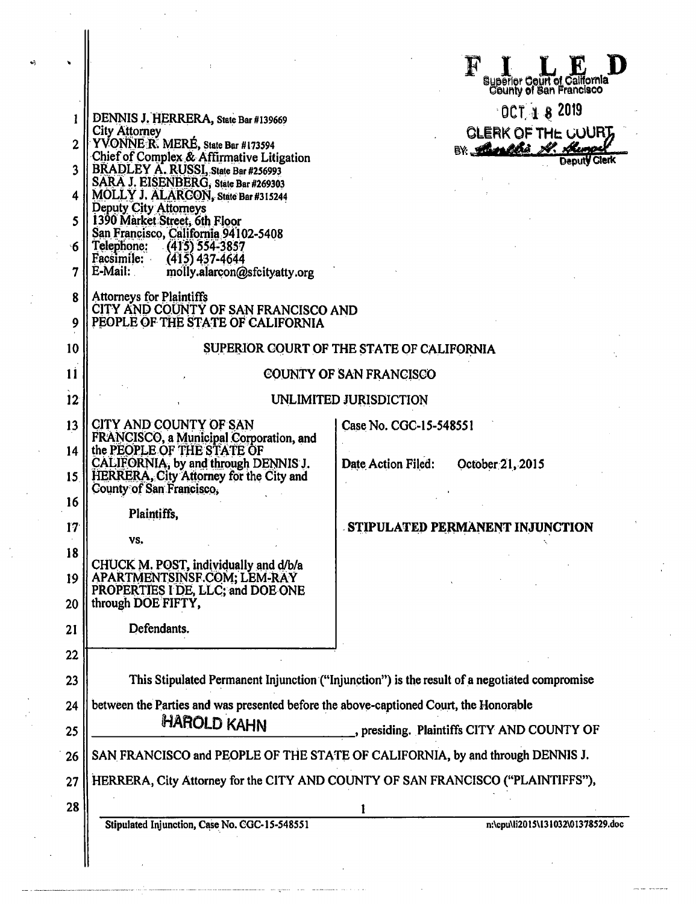**FILED**
Superior Court of California
County of San Francisco

OCT 18 2019

CLERK OF THE COURT
BY: Deputy Clerk

DENNIS J. HERRERA, State Bar #139669
City Attorney
YVONNE R. MERÉ, State Bar #173594
Chief of Complex & Affirmative Litigation
BRADLEY A. RUSSI, State Bar #256993
SARA J. EISENBERG, State Bar #269303
MOLLY J. ALARCON, State Bar #315244
Deputy City Attorneys
1390 Market Street, 6th Floor
San Francisco, California 94102-5408
Telephone: (415) 554-3857
Facsimile: (415) 437-4644
E-Mail: molly.alarcon@sfcityatty.org

Attorneys for Plaintiffs
CITY AND COUNTY OF SAN FRANCISCO AND
PEOPLE OF THE STATE OF CALIFORNIA

SUPERIOR COURT OF THE STATE OF CALIFORNIA

COUNTY OF SAN FRANCISCO

UNLIMITED JURISDICTION

| | |
|---|---|
| CITY AND COUNTY OF SAN FRANCISCO, a Municipal Corporation, and the PEOPLE OF THE STATE OF CALIFORNIA, by and through DENNIS J. HERRERA, City Attorney for the City and County of San Francisco,<br><br>Plaintiffs,<br><br>vs.<br><br>CHUCK M. POST, individually and d/b/a APARTMENTSINSF.COM; LEM-RAY PROPERTIES I DE, LLC; and DOE ONE through DOE FIFTY,<br><br>Defendants. | Case No. CGC-15-548551<br><br>Date Action Filed: October 21, 2015<br><br>**STIPULATED PERMANENT INJUNCTION** |

This Stipulated Permanent Injunction ("Injunction") is the result of a negotiated compromise between the Parties and was presented before the above-captioned Court, the Honorable HAROLD KAHN, presiding. Plaintiffs CITY AND COUNTY OF SAN FRANCISCO and PEOPLE OF THE STATE OF CALIFORNIA, by and through DENNIS J. HERRERA, City Attorney for the CITY AND COUNTY OF SAN FRANCISCO ("PLAINTIFFS"),

Stipulated Injunction, Case No. CGC-15-548551 n:\cpu\li2015\131032\01378529.doc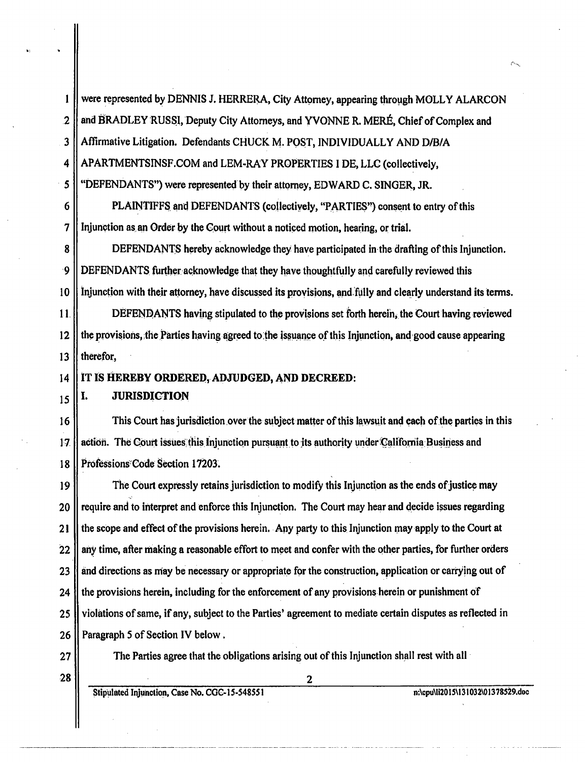were represented by DENNIS J. HERRERA, City Attorney, appearing through MOLLY ALARCON and BRADLEY RUSSI, Deputy City Attorneys, and YVONNE R. MERÉ, Chief of Complex and Affirmative Litigation. Defendants CHUCK M. POST, INDIVIDUALLY AND D/B/A APARTMENTSINSF.COM and LEM-RAY PROPERTIES I DE, LLC (collectively, "DEFENDANTS") were represented by their attorney, EDWARD C. SINGER, JR.

PLAINTIFFS and DEFENDANTS (collectively, "PARTIES") consent to entry of this Injunction as an Order by the Court without a noticed motion, hearing, or trial.

DEFENDANTS hereby acknowledge they have participated in the drafting of this Injunction. DEFENDANTS further acknowledge that they have thoughtfully and carefully reviewed this Injunction with their attorney, have discussed its provisions, and fully and clearly understand its terms.

DEFENDANTS having stipulated to the provisions set forth herein, the Court having reviewed the provisions, the Parties having agreed to the issuance of this Injunction, and good cause appearing therefor,

**IT IS HEREBY ORDERED, ADJUDGED, AND DECREED:**

## I. JURISDICTION

This Court has jurisdiction over the subject matter of this lawsuit and each of the parties in this action. The Court issues this Injunction pursuant to its authority under California Business and Professions Code Section 17203.

The Court expressly retains jurisdiction to modify this Injunction as the ends of justice may require and to interpret and enforce this Injunction. The Court may hear and decide issues regarding the scope and effect of the provisions herein. Any party to this Injunction may apply to the Court at any time, after making a reasonable effort to meet and confer with the other parties, for further orders and directions as may be necessary or appropriate for the construction, application or carrying out of the provisions herein, including for the enforcement of any provisions herein or punishment of violations of same, if any, subject to the Parties' agreement to mediate certain disputes as reflected in Paragraph 5 of Section IV below.

The Parties agree that the obligations arising out of this Injunction shall rest with all

Stipulated Injunction, Case No. CGC-15-548551 n:\cpu\li2015\131032\01378529.doc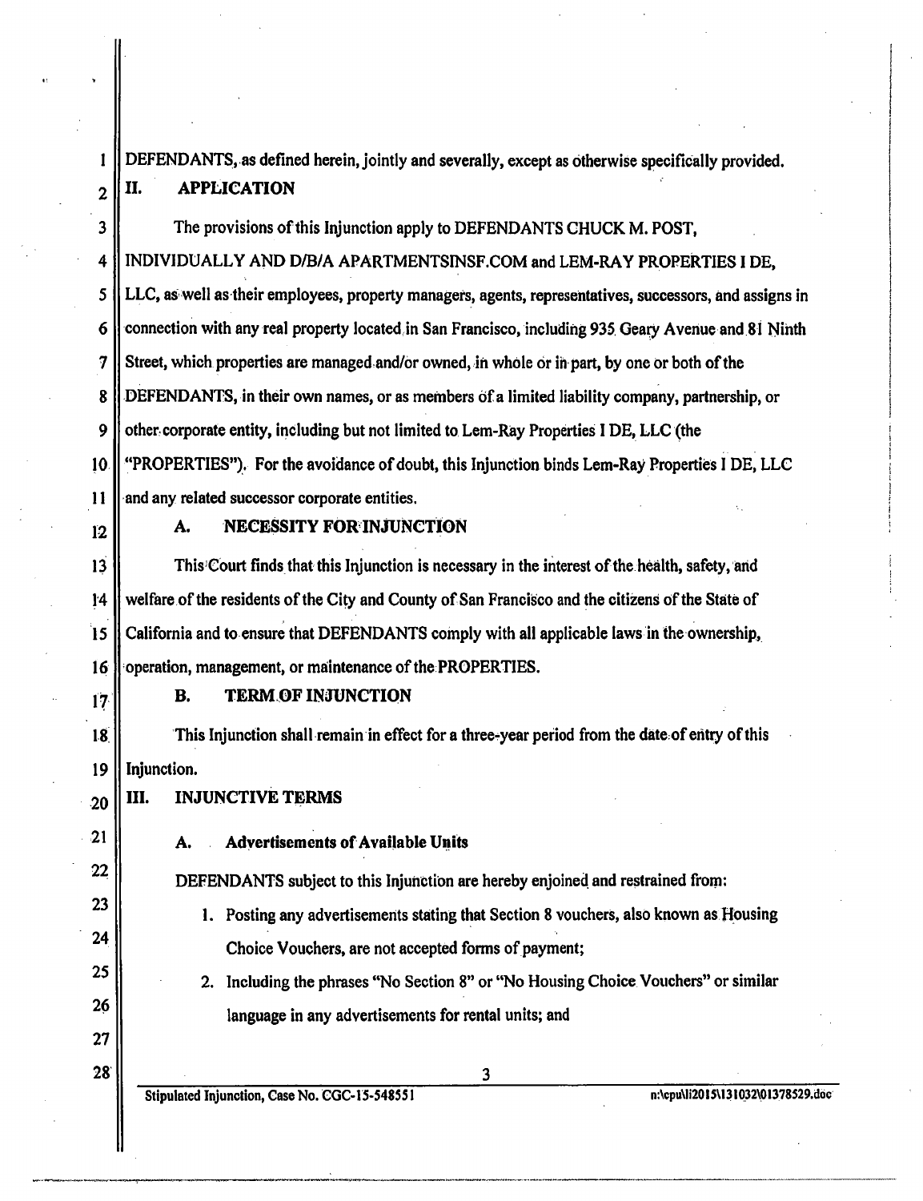DEFENDANTS, as defined herein, jointly and severally, except as otherwise specifically provided.

## II. APPLICATION

The provisions of this Injunction apply to DEFENDANTS CHUCK M. POST, INDIVIDUALLY AND D/B/A APARTMENTSINSF.COM and LEM-RAY PROPERTIES I DE, LLC, as well as their employees, property managers, agents, representatives, successors, and assigns in connection with any real property located in San Francisco, including 935 Geary Avenue and 81 Ninth Street, which properties are managed and/or owned, in whole or in part, by one or both of the DEFENDANTS, in their own names, or as members of a limited liability company, partnership, or other corporate entity, including but not limited to Lem-Ray Properties I DE, LLC (the "PROPERTIES"). For the avoidance of doubt, this Injunction binds Lem-Ray Properties I DE, LLC and any related successor corporate entities.

### A. NECESSITY FOR INJUNCTION

This Court finds that this Injunction is necessary in the interest of the health, safety, and welfare of the residents of the City and County of San Francisco and the citizens of the State of California and to ensure that DEFENDANTS comply with all applicable laws in the ownership, operation, management, or maintenance of the PROPERTIES.

### B. TERM OF INJUNCTION

This Injunction shall remain in effect for a three-year period from the date of entry of this Injunction.

## III. INJUNCTIVE TERMS

### A. Advertisements of Available Units

DEFENDANTS subject to this Injunction are hereby enjoined and restrained from:

1. Posting any advertisements stating that Section 8 vouchers, also known as Housing Choice Vouchers, are not accepted forms of payment;
2. Including the phrases "No Section 8" or "No Housing Choice Vouchers" or similar language in any advertisements for rental units; and

Stipulated Injunction, Case No. CGC-15-548551 n:\cpu\li2015\131032\01378529.doc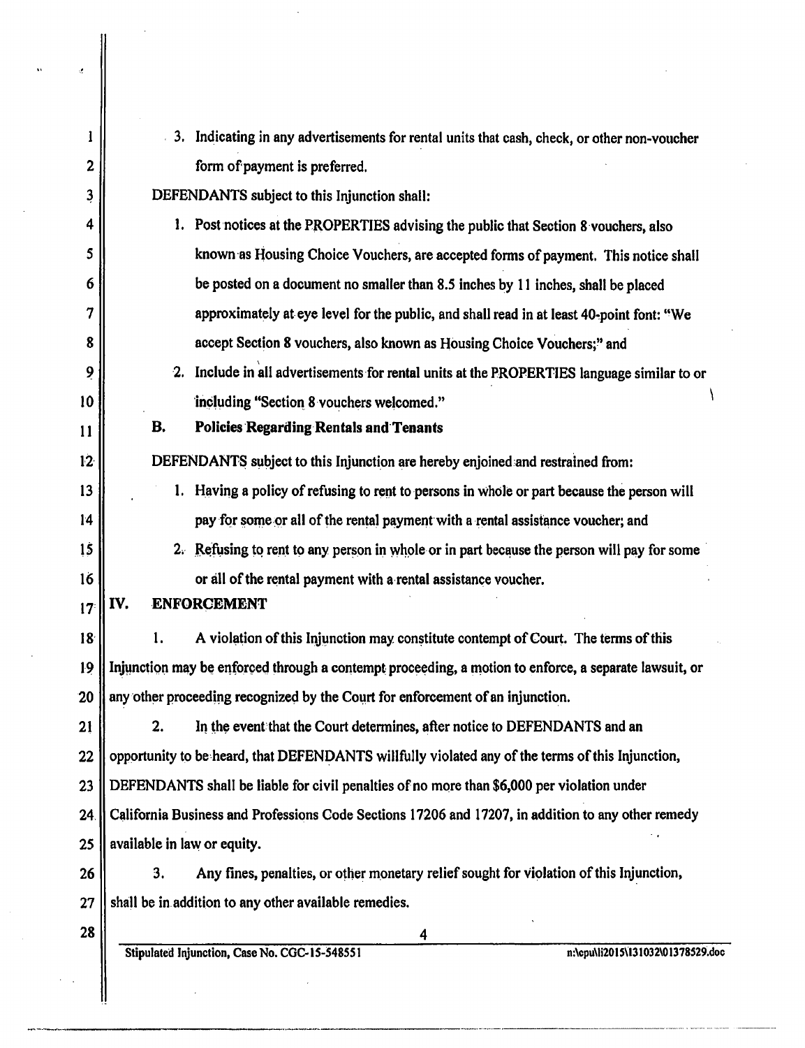3. Indicating in any advertisements for rental units that cash, check, or other non-voucher form of payment is preferred.

DEFENDANTS subject to this Injunction shall:

1. Post notices at the PROPERTIES advising the public that Section 8 vouchers, also known as Housing Choice Vouchers, are accepted forms of payment. This notice shall be posted on a document no smaller than 8.5 inches by 11 inches, shall be placed approximately at eye level for the public, and shall read in at least 40-point font: "We accept Section 8 vouchers, also known as Housing Choice Vouchers;" and
2. Include in all advertisements for rental units at the PROPERTIES language similar to or including "Section 8 vouchers welcomed."

**B. Policies Regarding Rentals and Tenants**

DEFENDANTS subject to this Injunction are hereby enjoined and restrained from:

1. Having a policy of refusing to rent to persons in whole or part because the person will pay for some or all of the rental payment with a rental assistance voucher; and
2. Refusing to rent to any person in whole or in part because the person will pay for some or all of the rental payment with a rental assistance voucher.

## IV. ENFORCEMENT

1. A violation of this Injunction may constitute contempt of Court. The terms of this Injunction may be enforced through a contempt proceeding, a motion to enforce, a separate lawsuit, or any other proceeding recognized by the Court for enforcement of an injunction.

2. In the event that the Court determines, after notice to DEFENDANTS and an opportunity to be heard, that DEFENDANTS willfully violated any of the terms of this Injunction, DEFENDANTS shall be liable for civil penalties of no more than $6,000 per violation under California Business and Professions Code Sections 17206 and 17207, in addition to any other remedy available in law or equity.

3. Any fines, penalties, or other monetary relief sought for violation of this Injunction, shall be in addition to any other available remedies.

Stipulated Injunction, Case No. CGC-15-548551 n:\cpu\li2015\131032\01378529.doc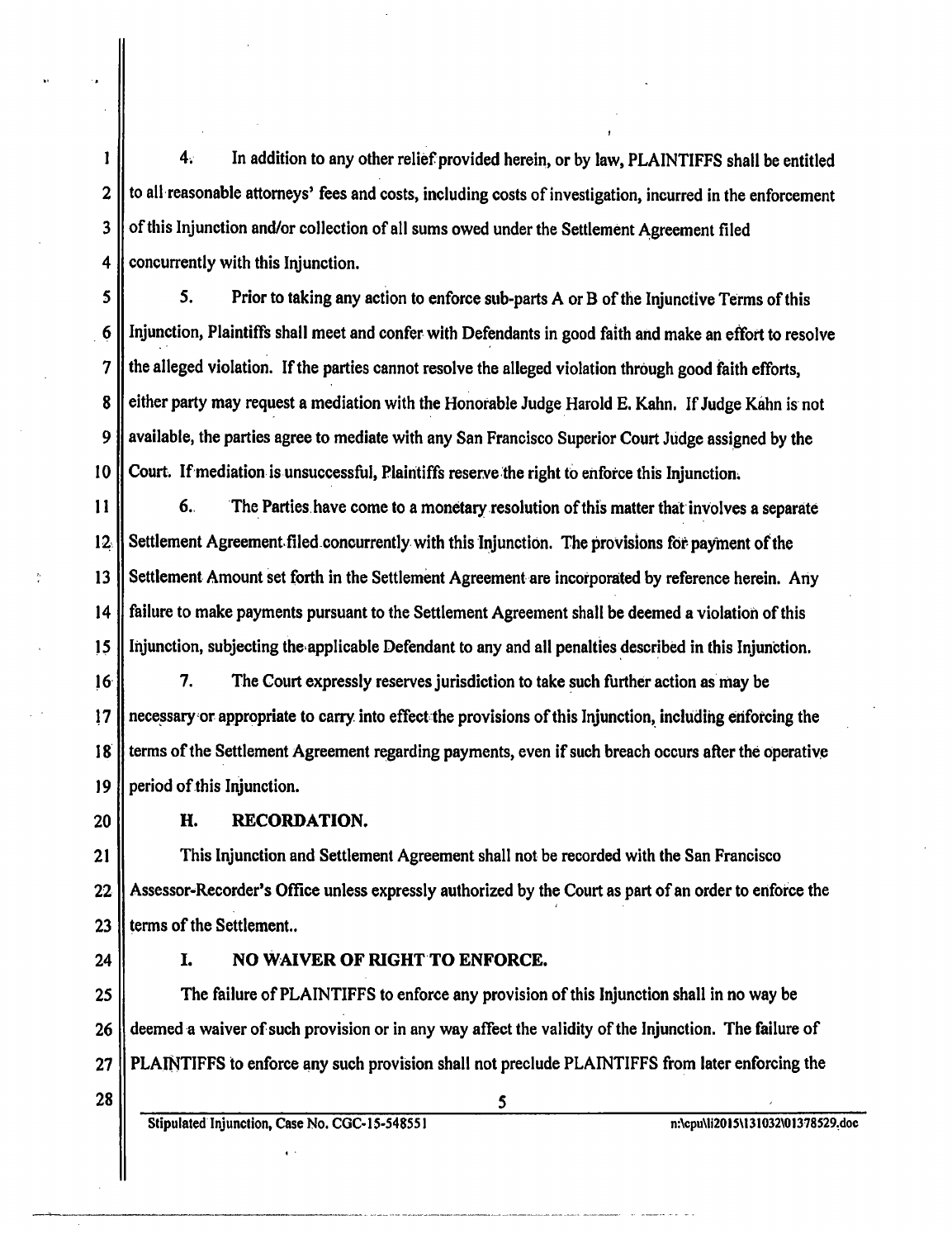4. In addition to any other relief provided herein, or by law, PLAINTIFFS shall be entitled to all reasonable attorneys' fees and costs, including costs of investigation, incurred in the enforcement of this Injunction and/or collection of all sums owed under the Settlement Agreement filed concurrently with this Injunction.

5. Prior to taking any action to enforce sub-parts A or B of the Injunctive Terms of this Injunction, Plaintiffs shall meet and confer with Defendants in good faith and make an effort to resolve the alleged violation. If the parties cannot resolve the alleged violation through good faith efforts, either party may request a mediation with the Honorable Judge Harold E. Kahn. If Judge Kahn is not available, the parties agree to mediate with any San Francisco Superior Court Judge assigned by the Court. If mediation is unsuccessful, Plaintiffs reserve the right to enforce this Injunction.

6. The Parties have come to a monetary resolution of this matter that involves a separate Settlement Agreement filed concurrently with this Injunction. The provisions for payment of the Settlement Amount set forth in the Settlement Agreement are incorporated by reference herein. Any failure to make payments pursuant to the Settlement Agreement shall be deemed a violation of this Injunction, subjecting the applicable Defendant to any and all penalties described in this Injunction.

7. The Court expressly reserves jurisdiction to take such further action as may be necessary or appropriate to carry into effect the provisions of this Injunction, including enforcing the terms of the Settlement Agreement regarding payments, even if such breach occurs after the operative period of this Injunction.

### H. RECORDATION.

This Injunction and Settlement Agreement shall not be recorded with the San Francisco Assessor-Recorder's Office unless expressly authorized by the Court as part of an order to enforce the terms of the Settlement..

### I. NO WAIVER OF RIGHT TO ENFORCE.

The failure of PLAINTIFFS to enforce any provision of this Injunction shall in no way be deemed a waiver of such provision or in any way affect the validity of the Injunction. The failure of PLAINTIFFS to enforce any such provision shall not preclude PLAINTIFFS from later enforcing the

Stipulated Injunction, Case No. CGC-15-548551 n:\cpu\li2015\131032\01378529.doc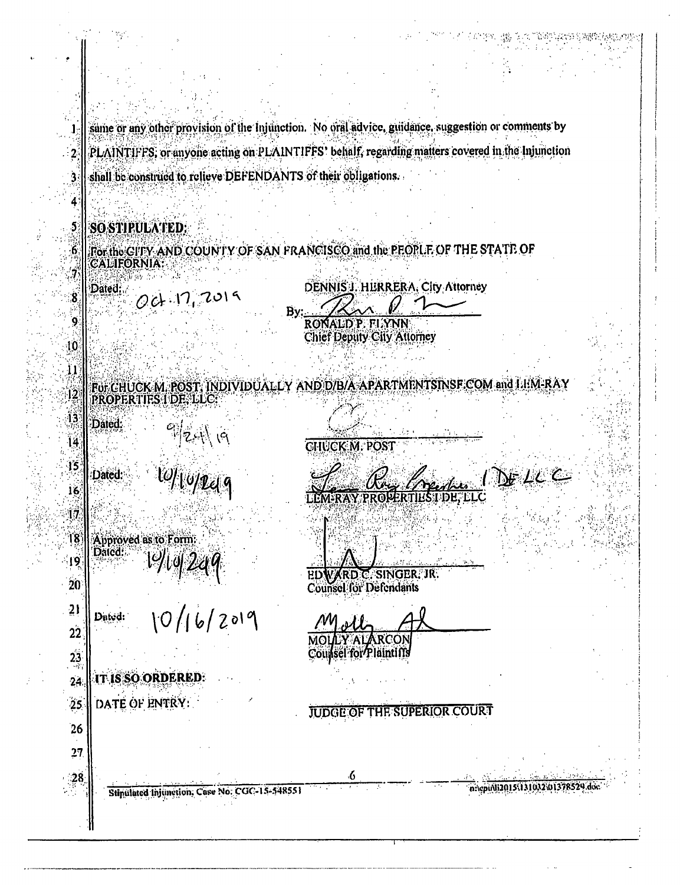same or any other provision of the Injunction. No oral advice, guidance, suggestion or comments by PLAINTIFFS, or anyone acting on PLAINTIFFS' behalf, regarding matters covered in the Injunction shall be construed to relieve DEFENDANTS of their obligations.

**SO STIPULATED:**

For the CITY AND COUNTY OF SAN FRANCISCO and the PEOPLE OF THE STATE OF CALIFORNIA:

Dated: Oct. 17, 2019

DENNIS J. HERRERA, City Attorney

By: _______________
RONALD P. FLYNN
Chief Deputy City Attorney

For CHUCK M. POST, INDIVIDUALLY AND D/B/A APARTMENTSINSF.COM and LEM-RAY PROPERTIES I DE, LLC:

Dated: 9/24/19

_______________
CHUCK M. POST

Dated: 10/10/2019

Lem Ray Properties I DE LLC
LEM-RAY PROPERTIES I DE, LLC

Approved as to Form:
Dated: 10/10/2019

_______________
EDWARD C. SINGER, JR.
Counsel for Defendants

Dated: 10/16/2019

Molly Al
MOLLY ALARCON
Counsel for Plaintiffs

**IT IS SO ORDERED:**

DATE OF ENTRY:

JUDGE OF THE SUPERIOR COURT

Stipulated Injunction; Case No: CGC-15-548551

n:\cpu\li2015\131032\01378529.doc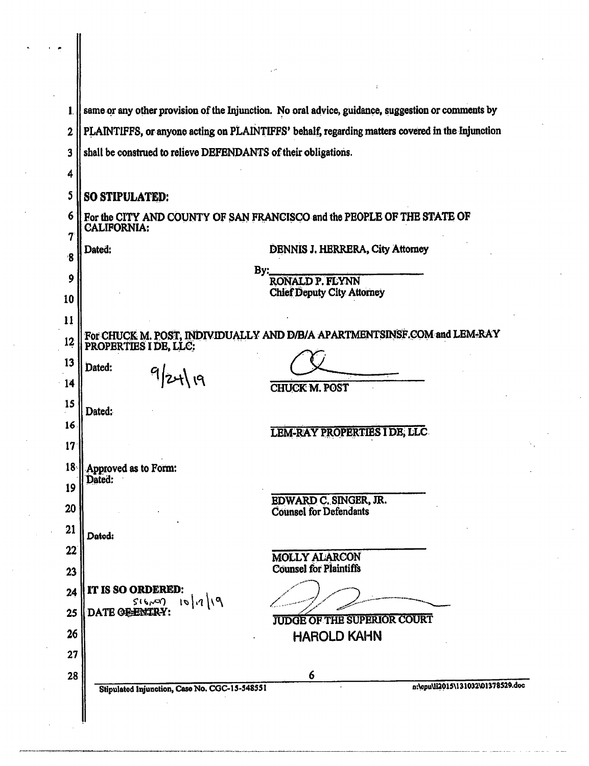same or any other provision of the Injunction. No oral advice, guidance, suggestion or comments by PLAINTIFFS, or anyone acting on PLAINTIFFS' behalf, regarding matters covered in the Injunction shall be construed to relieve DEFENDANTS of their obligations.

**SO STIPULATED:**

For the CITY AND COUNTY OF SAN FRANCISCO and the PEOPLE OF THE STATE OF CALIFORNIA:

Dated:

DENNIS J. HERRERA, City Attorney

By:\_\_\_\_\_\_\_\_\_\_\_\_\_\_\_\_\_\_\_\_\_\_\_\_
RONALD P. FLYNN
Chief Deputy City Attorney

For CHUCK M. POST, INDIVIDUALLY AND D/B/A APARTMENTSINSF.COM and LEM-RAY PROPERTIES I DE, LLC:

Dated: 9/24/19

\_\_\_\_\_\_\_\_\_\_\_\_\_\_\_\_\_\_\_\_\_\_\_\_
CHUCK M. POST

Dated:

\_\_\_\_\_\_\_\_\_\_\_\_\_\_\_\_\_\_\_\_\_\_\_\_
LEM-RAY PROPERTIES I DE, LLC

Approved as to Form:
Dated:

\_\_\_\_\_\_\_\_\_\_\_\_\_\_\_\_\_\_\_\_\_\_\_\_
EDWARD C. SINGER, JR.
Counsel for Defendants

Dated:

\_\_\_\_\_\_\_\_\_\_\_\_\_\_\_\_\_\_\_\_\_\_\_\_
MOLLY ALARCON
Counsel for Plaintiffs

**IT IS SO ORDERED:**

DATE ~~OF ENTRY~~ SIGNED: 10/17/19

\_\_\_\_\_\_\_\_\_\_\_\_\_\_\_\_\_\_\_\_\_\_\_\_
JUDGE OF THE SUPERIOR COURT
HAROLD KAHN

Stipulated Injunction, Case No. CGC-15-548551

n:\cpu\li2015\131032\01378529.doc